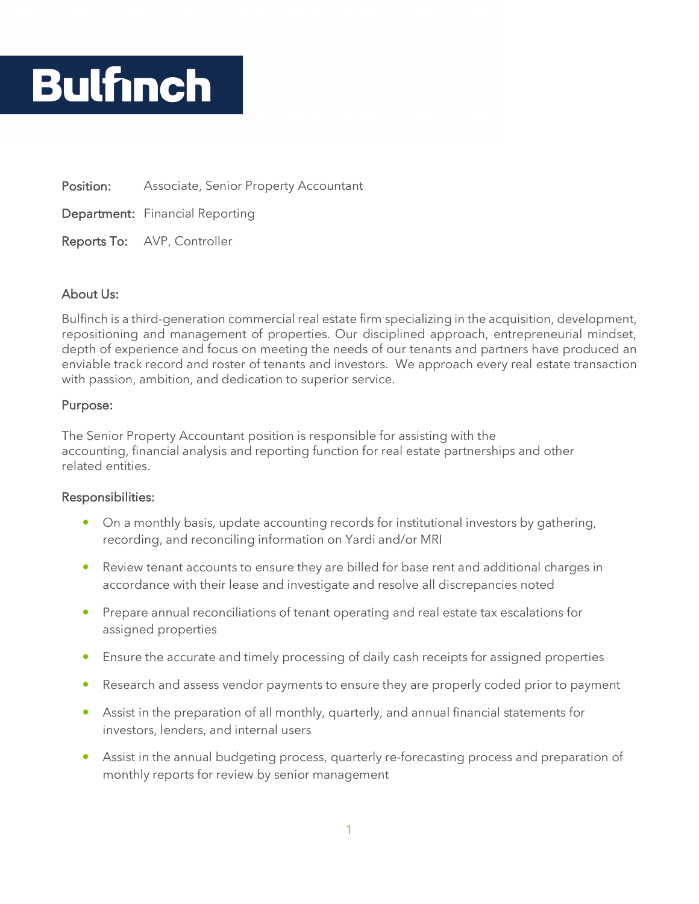# Bulfinch

**Position:** Associate, Senior Property Accountant

**Department:** Financial Reporting

**Reports To:** AVP, Controller

## About Us:

Bulfinch is a third-generation commercial real estate firm specializing in the acquisition, development, repositioning and management of properties. Our disciplined approach, entrepreneurial mindset, depth of experience and focus on meeting the needs of our tenants and partners have produced an enviable track record and roster of tenants and investors. We approach every real estate transaction with passion, ambition, and dedication to superior service.

## Purpose:

The Senior Property Accountant position is responsible for assisting with the accounting, financial analysis and reporting function for real estate partnerships and other related entities.

## Responsibilities:

- On a monthly basis, update accounting records for institutional investors by gathering, recording, and reconciling information on Yardi and/or MRI
- Review tenant accounts to ensure they are billed for base rent and additional charges in accordance with their lease and investigate and resolve all discrepancies noted
- Prepare annual reconciliations of tenant operating and real estate tax escalations for assigned properties
- Ensure the accurate and timely processing of daily cash receipts for assigned properties
- Research and assess vendor payments to ensure they are properly coded prior to payment
- Assist in the preparation of all monthly, quarterly, and annual financial statements for investors, lenders, and internal users
- Assist in the annual budgeting process, quarterly re-forecasting process and preparation of monthly reports for review by senior management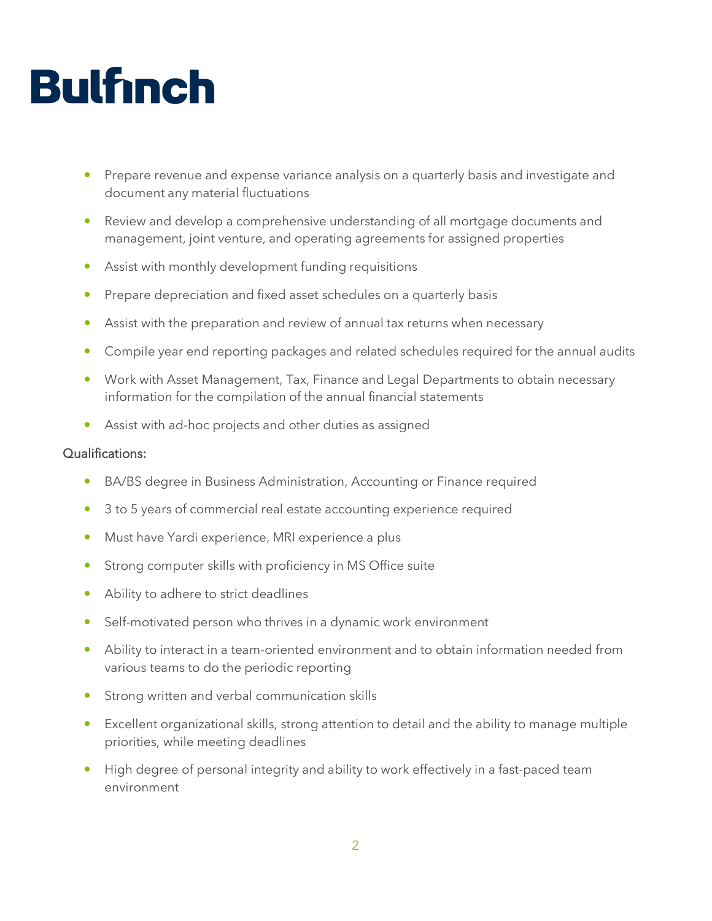- Prepare revenue and expense variance analysis on a quarterly basis and investigate and document any material fluctuations
- Review and develop a comprehensive understanding of all mortgage documents and management, joint venture, and operating agreements for assigned properties
- Assist with monthly development funding requisitions
- Prepare depreciation and fixed asset schedules on a quarterly basis
- Assist with the preparation and review of annual tax returns when necessary
- Compile year end reporting packages and related schedules required for the annual audits
- Work with Asset Management, Tax, Finance and Legal Departments to obtain necessary information for the compilation of the annual financial statements
- Assist with ad-hoc projects and other duties as assigned

Qualifications:

- BA/BS degree in Business Administration, Accounting or Finance required
- 3 to 5 years of commercial real estate accounting experience required
- Must have Yardi experience, MRI experience a plus
- Strong computer skills with proficiency in MS Office suite
- Ability to adhere to strict deadlines
- Self-motivated person who thrives in a dynamic work environment
- Ability to interact in a team-oriented environment and to obtain information needed from various teams to do the periodic reporting
- Strong written and verbal communication skills
- Excellent organizational skills, strong attention to detail and the ability to manage multiple priorities, while meeting deadlines
- High degree of personal integrity and ability to work effectively in a fast-paced team environment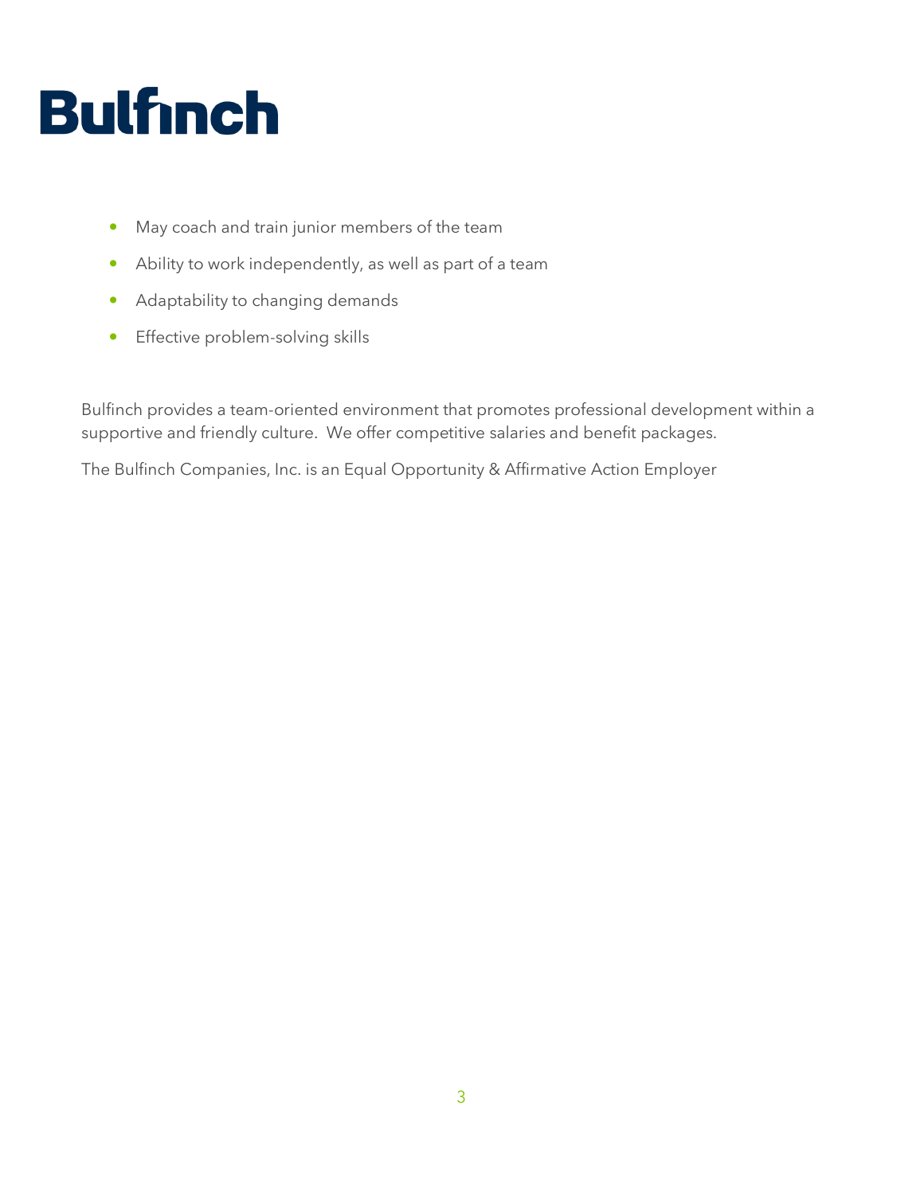- May coach and train junior members of the team
- Ability to work independently, as well as part of a team
- Adaptability to changing demands
- Effective problem-solving skills

Bulfinch provides a team-oriented environment that promotes professional development within a supportive and friendly culture.  We offer competitive salaries and benefit packages.

The Bulfinch Companies, Inc. is an Equal Opportunity & Affirmative Action Employer